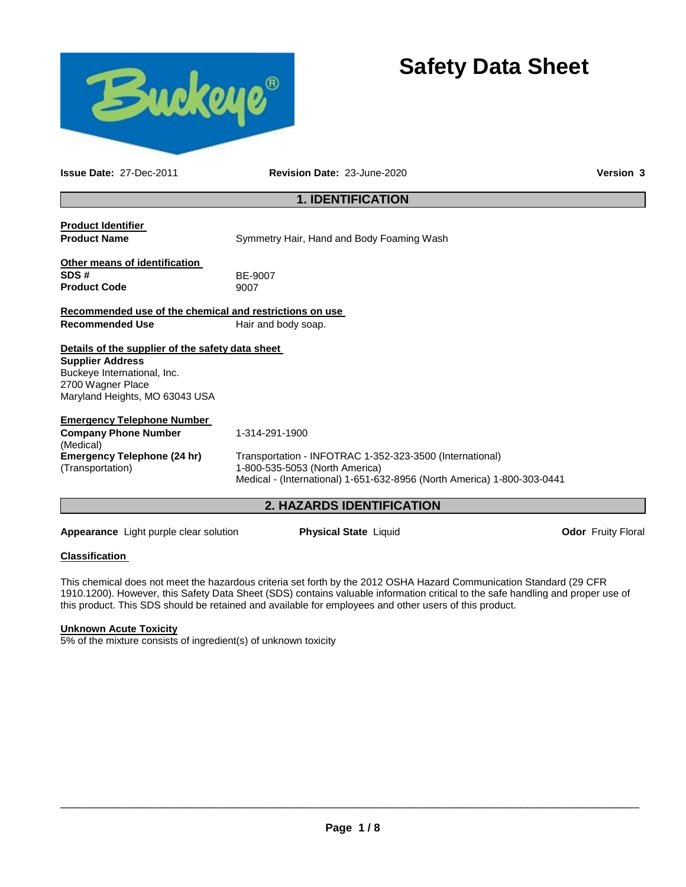# Safety Data Sheet

**Issue Date:** 27-Dec-2011 **Revision Date:** 23-June-2020 **Version 3**

## 1. IDENTIFICATION

**Product Identifier**

**Product Name** Symmetry Hair, Hand and Body Foaming Wash

**Other means of identification**

**SDS #** BE-9007

**Product Code** 9007

**Recommended use of the chemical and restrictions on use**

**Recommended Use** Hair and body soap.

**Details of the supplier of the safety data sheet**

**Supplier Address**
Buckeye International, Inc.
2700 Wagner Place
Maryland Heights, MO 63043 USA

**Emergency Telephone Number**

**Company Phone Number** (Medical) 1-314-291-1900

**Emergency Telephone (24 hr)** (Transportation) Transportation - INFOTRAC 1-352-323-3500 (International)
1-800-535-5053 (North America)
Medical - (International) 1-651-632-8956 (North America) 1-800-303-0441

## 2. HAZARDS IDENTIFICATION

**Appearance** Light purple clear solution **Physical State** Liquid **Odor** Fruity Floral

**Classification**

This chemical does not meet the hazardous criteria set forth by the 2012 OSHA Hazard Communication Standard (29 CFR 1910.1200). However, this Safety Data Sheet (SDS) contains valuable information critical to the safe handling and proper use of this product. This SDS should be retained and available for employees and other users of this product.

**Unknown Acute Toxicity**

5% of the mixture consists of ingredient(s) of unknown toxicity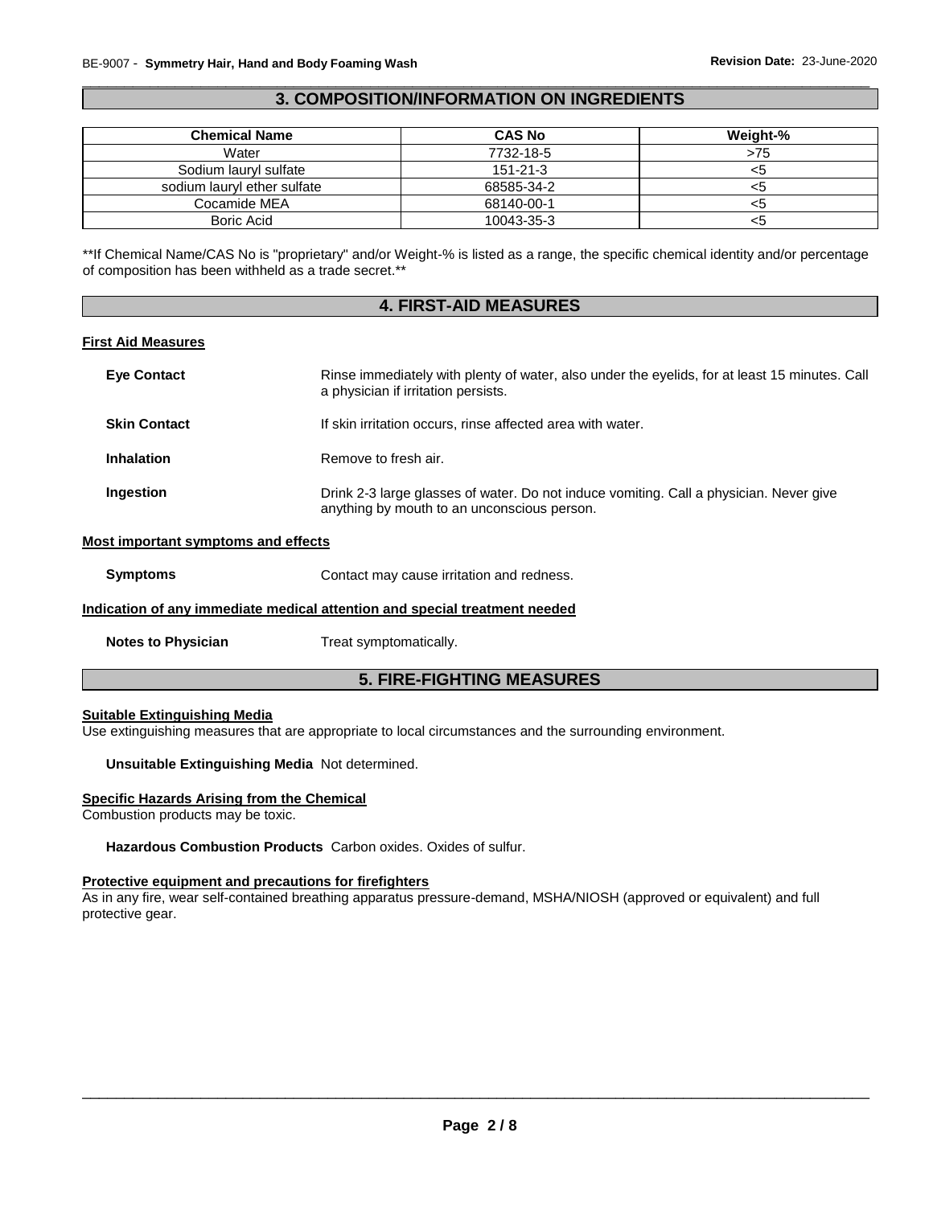## 3. COMPOSITION/INFORMATION ON INGREDIENTS

| Chemical Name | CAS No | Weight-% |
|---|---|---|
| Water | 7732-18-5 | >75 |
| Sodium lauryl sulfate | 151-21-3 | <5 |
| sodium lauryl ether sulfate | 68585-34-2 | <5 |
| Cocamide MEA | 68140-00-1 | <5 |
| Boric Acid | 10043-35-3 | <5 |

**If Chemical Name/CAS No is "proprietary" and/or Weight-% is listed as a range, the specific chemical identity and/or percentage of composition has been withheld as a trade secret.**

## 4. FIRST-AID MEASURES

### First Aid Measures

**Eye Contact** Rinse immediately with plenty of water, also under the eyelids, for at least 15 minutes. Call a physician if irritation persists.

**Skin Contact** If skin irritation occurs, rinse affected area with water.

**Inhalation** Remove to fresh air.

**Ingestion** Drink 2-3 large glasses of water. Do not induce vomiting. Call a physician. Never give anything by mouth to an unconscious person.

### Most important symptoms and effects

**Symptoms** Contact may cause irritation and redness.

### Indication of any immediate medical attention and special treatment needed

**Notes to Physician** Treat symptomatically.

## 5. FIRE-FIGHTING MEASURES

### Suitable Extinguishing Media

Use extinguishing measures that are appropriate to local circumstances and the surrounding environment.

**Unsuitable Extinguishing Media** Not determined.

### Specific Hazards Arising from the Chemical

Combustion products may be toxic.

**Hazardous Combustion Products** Carbon oxides. Oxides of sulfur.

### Protective equipment and precautions for firefighters

As in any fire, wear self-contained breathing apparatus pressure-demand, MSHA/NIOSH (approved or equivalent) and full protective gear.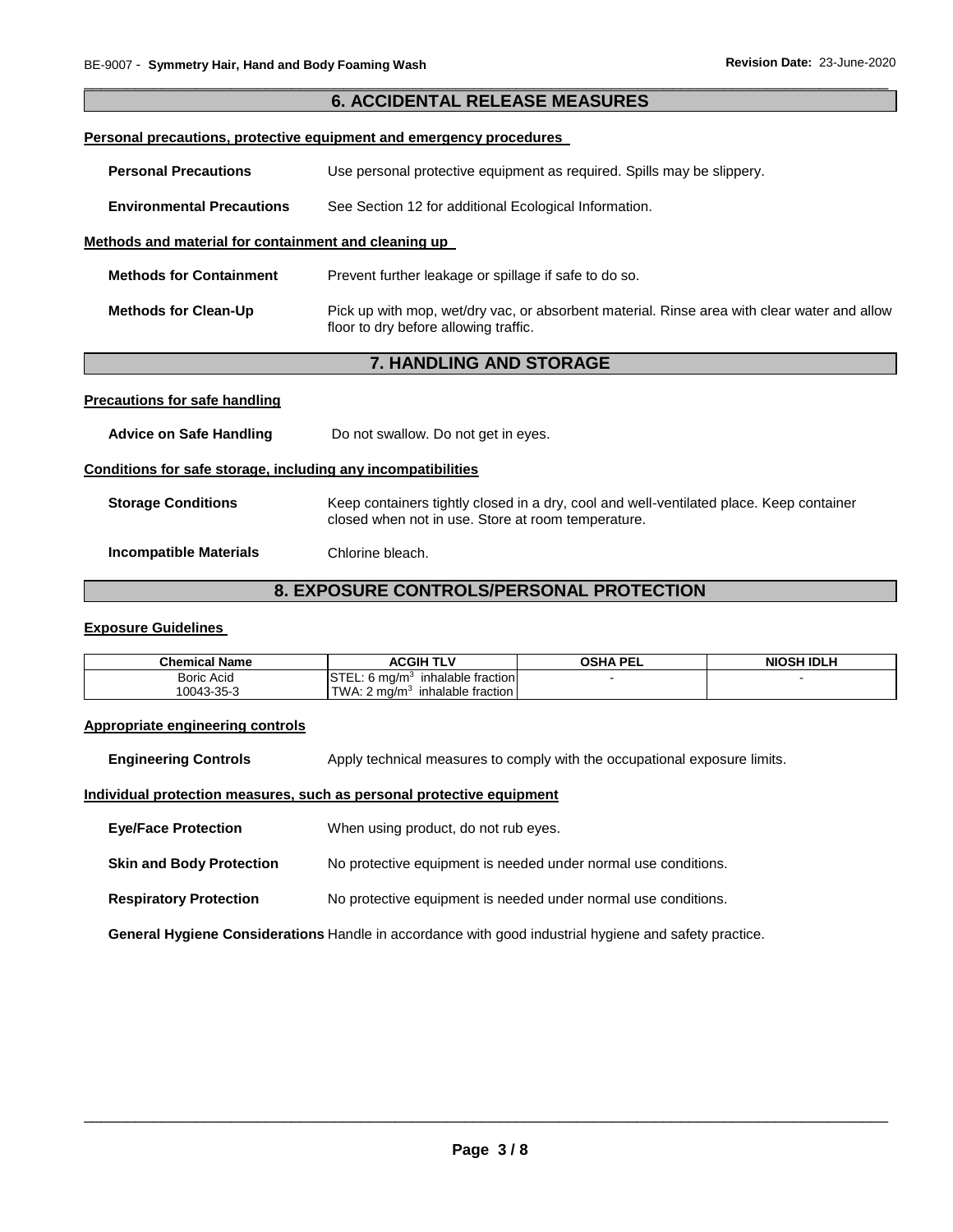## 6. ACCIDENTAL RELEASE MEASURES

**Personal precautions, protective equipment and emergency procedures**

**Personal Precautions** Use personal protective equipment as required. Spills may be slippery.

**Environmental Precautions** See Section 12 for additional Ecological Information.

**Methods and material for containment and cleaning up**

**Methods for Containment** Prevent further leakage or spillage if safe to do so.

**Methods for Clean-Up** Pick up with mop, wet/dry vac, or absorbent material. Rinse area with clear water and allow floor to dry before allowing traffic.

## 7. HANDLING AND STORAGE

**Precautions for safe handling**

**Advice on Safe Handling** Do not swallow. Do not get in eyes.

**Conditions for safe storage, including any incompatibilities**

**Storage Conditions** Keep containers tightly closed in a dry, cool and well-ventilated place. Keep container closed when not in use. Store at room temperature.

**Incompatible Materials** Chlorine bleach.

## 8. EXPOSURE CONTROLS/PERSONAL PROTECTION

**Exposure Guidelines**

| Chemical Name | ACGIH TLV | OSHA PEL | NIOSH IDLH |
|---|---|---|---|
| Boric Acid<br>10043-35-3 | STEL: 6 mg/m$^3$ inhalable fraction<br>TWA: 2 mg/m$^3$ inhalable fraction | - | - |

**Appropriate engineering controls**

**Engineering Controls** Apply technical measures to comply with the occupational exposure limits.

**Individual protection measures, such as personal protective equipment**

**Eye/Face Protection** When using product, do not rub eyes.

**Skin and Body Protection** No protective equipment is needed under normal use conditions.

**Respiratory Protection** No protective equipment is needed under normal use conditions.

**General Hygiene Considerations** Handle in accordance with good industrial hygiene and safety practice.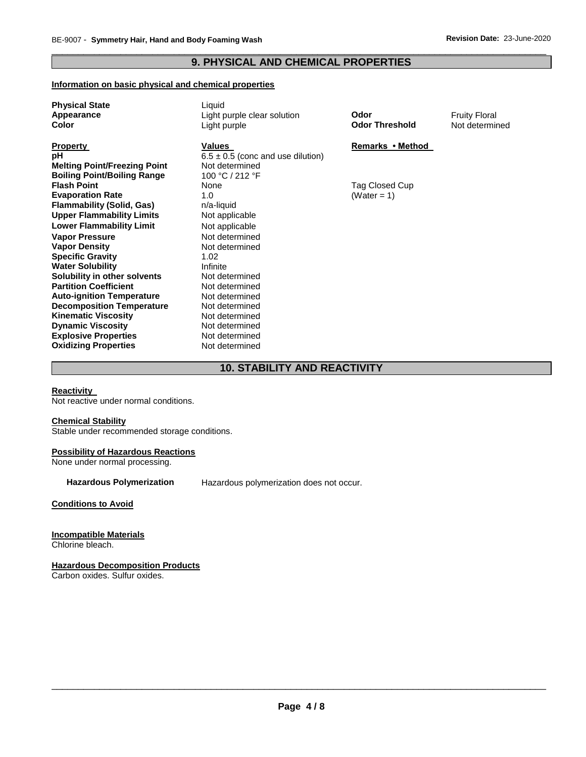## 9. PHYSICAL AND CHEMICAL PROPERTIES

**Information on basic physical and chemical properties**

| | | | |
|---|---|---|---|
| **Physical State** | Liquid | | |
| **Appearance** | Light purple clear solution | **Odor** | Fruity Floral |
| **Color** | Light purple | **Odor Threshold** | Not determined |

| **Property** | **Values** | **Remarks • Method** |
|---|---|---|
| **pH** | 6.5 ± 0.5 (conc and use dilution) | |
| **Melting Point/Freezing Point** | Not determined | |
| **Boiling Point/Boiling Range** | 100 °C / 212 °F | |
| **Flash Point** | None | Tag Closed Cup |
| **Evaporation Rate** | 1.0 | (Water = 1) |
| **Flammability (Solid, Gas)** | n/a-liquid | |
| **Upper Flammability Limits** | Not applicable | |
| **Lower Flammability Limit** | Not applicable | |
| **Vapor Pressure** | Not determined | |
| **Vapor Density** | Not determined | |
| **Specific Gravity** | 1.02 | |
| **Water Solubility** | Infinite | |
| **Solubility in other solvents** | Not determined | |
| **Partition Coefficient** | Not determined | |
| **Auto-ignition Temperature** | Not determined | |
| **Decomposition Temperature** | Not determined | |
| **Kinematic Viscosity** | Not determined | |
| **Dynamic Viscosity** | Not determined | |
| **Explosive Properties** | Not determined | |
| **Oxidizing Properties** | Not determined | |

## 10. STABILITY AND REACTIVITY

**Reactivity**

Not reactive under normal conditions.

**Chemical Stability**

Stable under recommended storage conditions.

**Possibility of Hazardous Reactions**

None under normal processing.

**Hazardous Polymerization** Hazardous polymerization does not occur.

**Conditions to Avoid**

**Incompatible Materials**

Chlorine bleach.

**Hazardous Decomposition Products**

Carbon oxides. Sulfur oxides.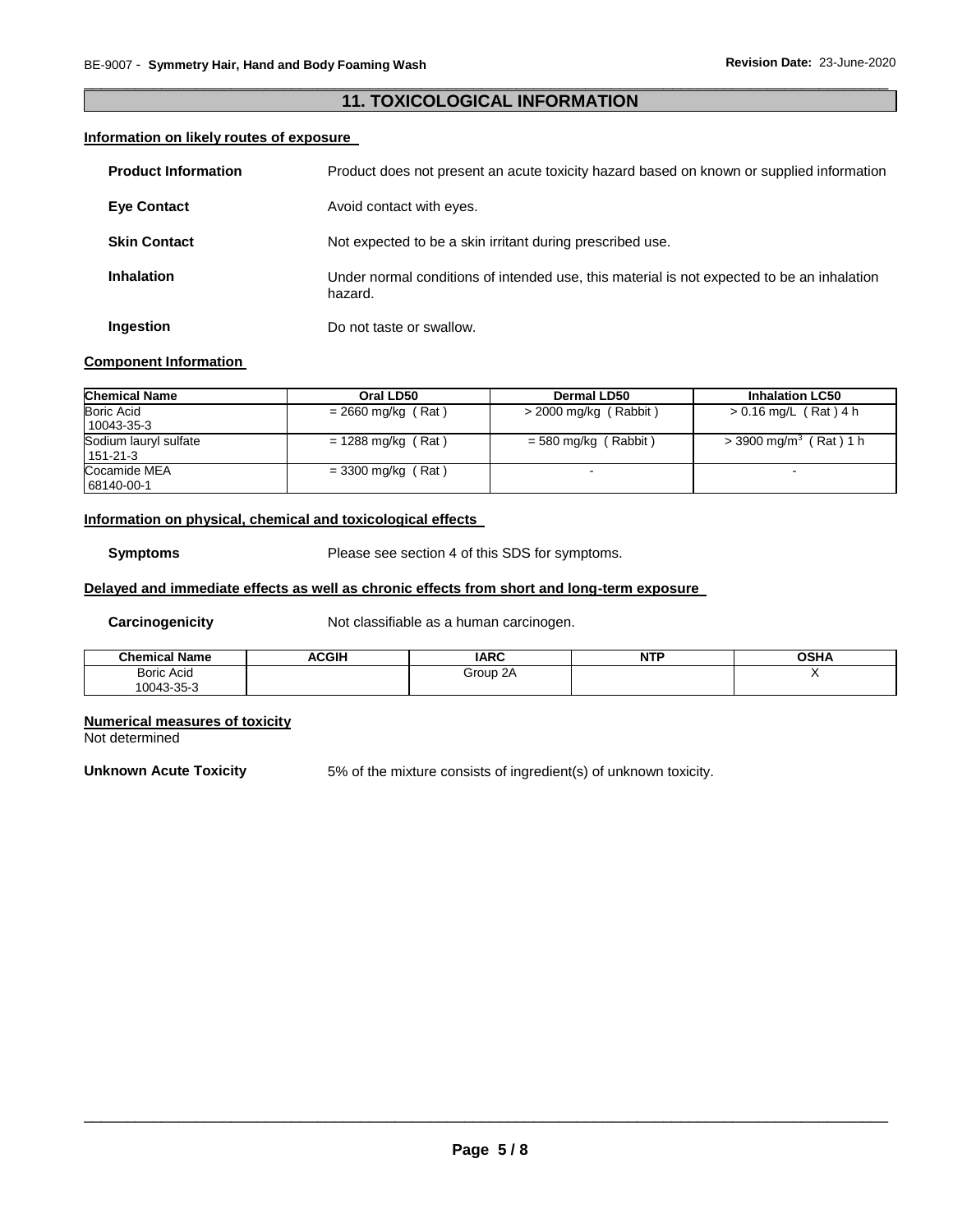## 11. TOXICOLOGICAL INFORMATION

### Information on likely routes of exposure

**Product Information** Product does not present an acute toxicity hazard based on known or supplied information

**Eye Contact** Avoid contact with eyes.

**Skin Contact** Not expected to be a skin irritant during prescribed use.

**Inhalation** Under normal conditions of intended use, this material is not expected to be an inhalation hazard.

**Ingestion** Do not taste or swallow.

### Component Information

| Chemical Name | Oral LD50 | Dermal LD50 | Inhalation LC50 |
|---|---|---|---|
| Boric Acid<br>10043-35-3 | = 2660 mg/kg ( Rat ) | > 2000 mg/kg ( Rabbit ) | > 0.16 mg/L ( Rat ) 4 h |
| Sodium lauryl sulfate<br>151-21-3 | = 1288 mg/kg ( Rat ) | = 580 mg/kg ( Rabbit ) | > 3900 $mg/m^3$ ( Rat ) 1 h |
| Cocamide MEA<br>68140-00-1 | = 3300 mg/kg ( Rat ) | - | - |

### Information on physical, chemical and toxicological effects

**Symptoms** Please see section 4 of this SDS for symptoms.

### Delayed and immediate effects as well as chronic effects from short and long-term exposure

**Carcinogenicity** Not classifiable as a human carcinogen.

| Chemical Name | ACGIH | IARC | NTP | OSHA |
|---|---|---|---|---|
| Boric Acid<br>10043-35-3 | | Group 2A | | X |

### Numerical measures of toxicity

Not determined

**Unknown Acute Toxicity** 5% of the mixture consists of ingredient(s) of unknown toxicity.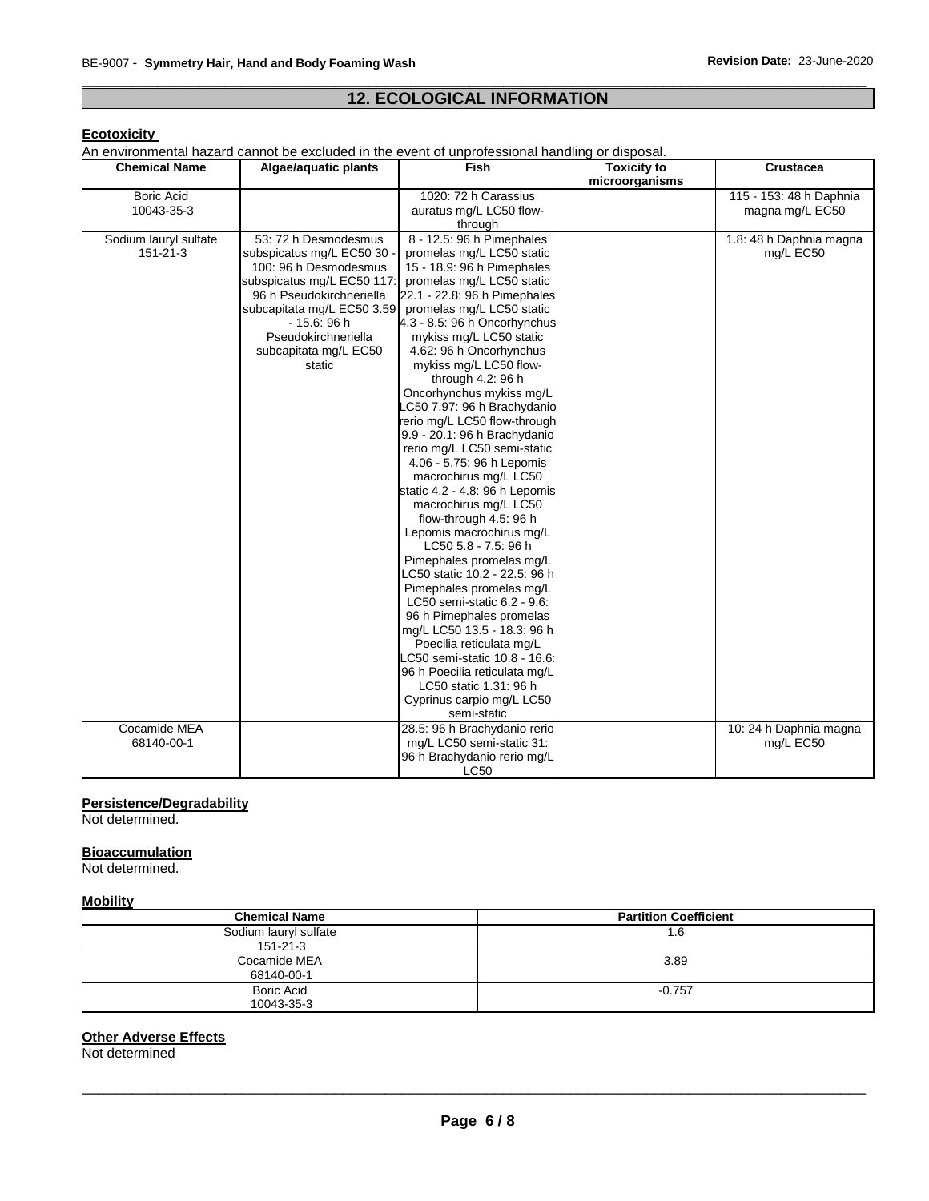## 12. ECOLOGICAL INFORMATION

### Ecotoxicity

An environmental hazard cannot be excluded in the event of unprofessional handling or disposal.

| Chemical Name | Algae/aquatic plants | Fish | Toxicity to microorganisms | Crustacea |
|---|---|---|---|---|
| Boric Acid 10043-35-3 | | 1020: 72 h Carassius auratus mg/L LC50 flow-through | | 115 - 153: 48 h Daphnia magna mg/L EC50 |
| Sodium lauryl sulfate 151-21-3 | 53: 72 h Desmodesmus subspicatus mg/L EC50 30 - 100: 96 h Desmodesmus subspicatus mg/L EC50 117: 96 h Pseudokirchneriella subcapitata mg/L EC50 3.59 - 15.6: 96 h Pseudokirchneriella subcapitata mg/L EC50 static | 8 - 12.5: 96 h Pimephales promelas mg/L LC50 static 15 - 18.9: 96 h Pimephales promelas mg/L LC50 static 22.1 - 22.8: 96 h Pimephales promelas mg/L LC50 static 4.3 - 8.5: 96 h Oncorhynchus mykiss mg/L LC50 static 4.62: 96 h Oncorhynchus mykiss mg/L LC50 flow-through 4.2: 96 h Oncorhynchus mykiss mg/L LC50 7.97: 96 h Brachydanio rerio mg/L LC50 flow-through 9.9 - 20.1: 96 h Brachydanio rerio mg/L LC50 semi-static 4.06 - 5.75: 96 h Lepomis macrochirus mg/L LC50 static 4.2 - 4.8: 96 h Lepomis macrochirus mg/L LC50 flow-through 4.5: 96 h Lepomis macrochirus mg/L LC50 5.8 - 7.5: 96 h Pimephales promelas mg/L LC50 static 10.2 - 22.5: 96 h Pimephales promelas mg/L LC50 semi-static 6.2 - 9.6: 96 h Pimephales promelas mg/L LC50 13.5 - 18.3: 96 h Poecilia reticulata mg/L LC50 semi-static 10.8 - 16.6: 96 h Poecilia reticulata mg/L LC50 static 1.31: 96 h Cyprinus carpio mg/L LC50 semi-static | | 1.8: 48 h Daphnia magna mg/L EC50 |
| Cocamide MEA 68140-00-1 | | 28.5: 96 h Brachydanio rerio mg/L LC50 semi-static 31: 96 h Brachydanio rerio mg/L LC50 | | 10: 24 h Daphnia magna mg/L EC50 |

### Persistence/Degradability

Not determined.

### Bioaccumulation

Not determined.

### Mobility

| Chemical Name | Partition Coefficient |
|---|---|
| Sodium lauryl sulfate 151-21-3 | 1.6 |
| Cocamide MEA 68140-00-1 | 3.89 |
| Boric Acid 10043-35-3 | -0.757 |

### Other Adverse Effects

Not determined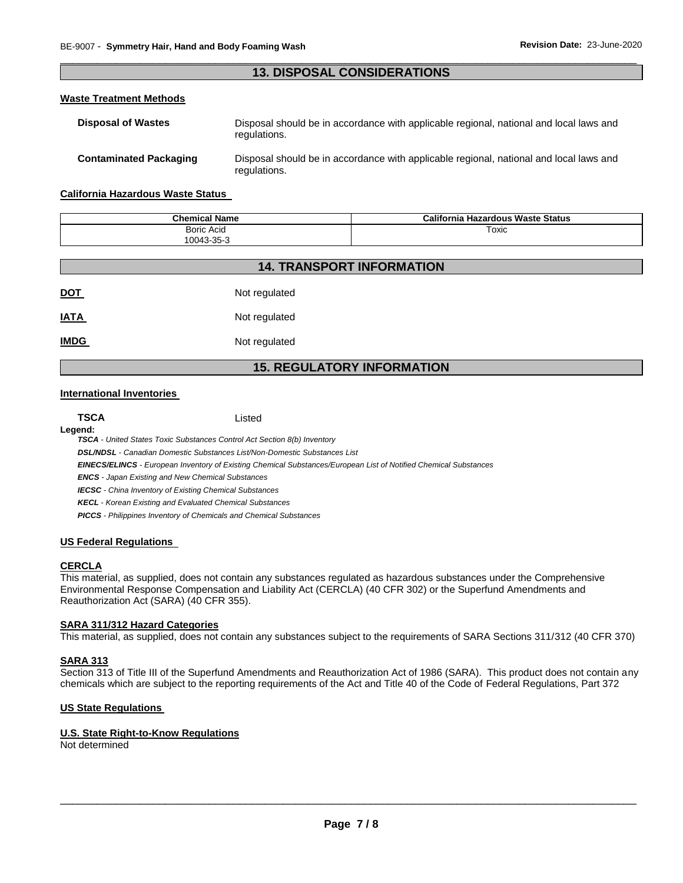## 13. DISPOSAL CONSIDERATIONS

### Waste Treatment Methods

**Disposal of Wastes** Disposal should be in accordance with applicable regional, national and local laws and regulations.

**Contaminated Packaging** Disposal should be in accordance with applicable regional, national and local laws and regulations.

### California Hazardous Waste Status

| Chemical Name | California Hazardous Waste Status |
|---|---|
| Boric Acid<br>10043-35-3 | Toxic |

## 14. TRANSPORT INFORMATION

**DOT** Not regulated

**IATA** Not regulated

**IMDG** Not regulated

## 15. REGULATORY INFORMATION

### International Inventories

**TSCA** Listed

**Legend:**

***TSCA** - United States Toxic Substances Control Act Section 8(b) Inventory*

***DSL/NDSL** - Canadian Domestic Substances List/Non-Domestic Substances List*

***EINECS/ELINCS** - European Inventory of Existing Chemical Substances/European List of Notified Chemical Substances*

***ENCS** - Japan Existing and New Chemical Substances*

***IECSC** - China Inventory of Existing Chemical Substances*

***KECL** - Korean Existing and Evaluated Chemical Substances*

***PICCS** - Philippines Inventory of Chemicals and Chemical Substances*

### US Federal Regulations

#### CERCLA

This material, as supplied, does not contain any substances regulated as hazardous substances under the Comprehensive Environmental Response Compensation and Liability Act (CERCLA) (40 CFR 302) or the Superfund Amendments and Reauthorization Act (SARA) (40 CFR 355).

#### SARA 311/312 Hazard Categories

This material, as supplied, does not contain any substances subject to the requirements of SARA Sections 311/312 (40 CFR 370)

#### SARA 313

Section 313 of Title III of the Superfund Amendments and Reauthorization Act of 1986 (SARA). This product does not contain any chemicals which are subject to the reporting requirements of the Act and Title 40 of the Code of Federal Regulations, Part 372

### US State Regulations

#### U.S. State Right-to-Know Regulations

Not determined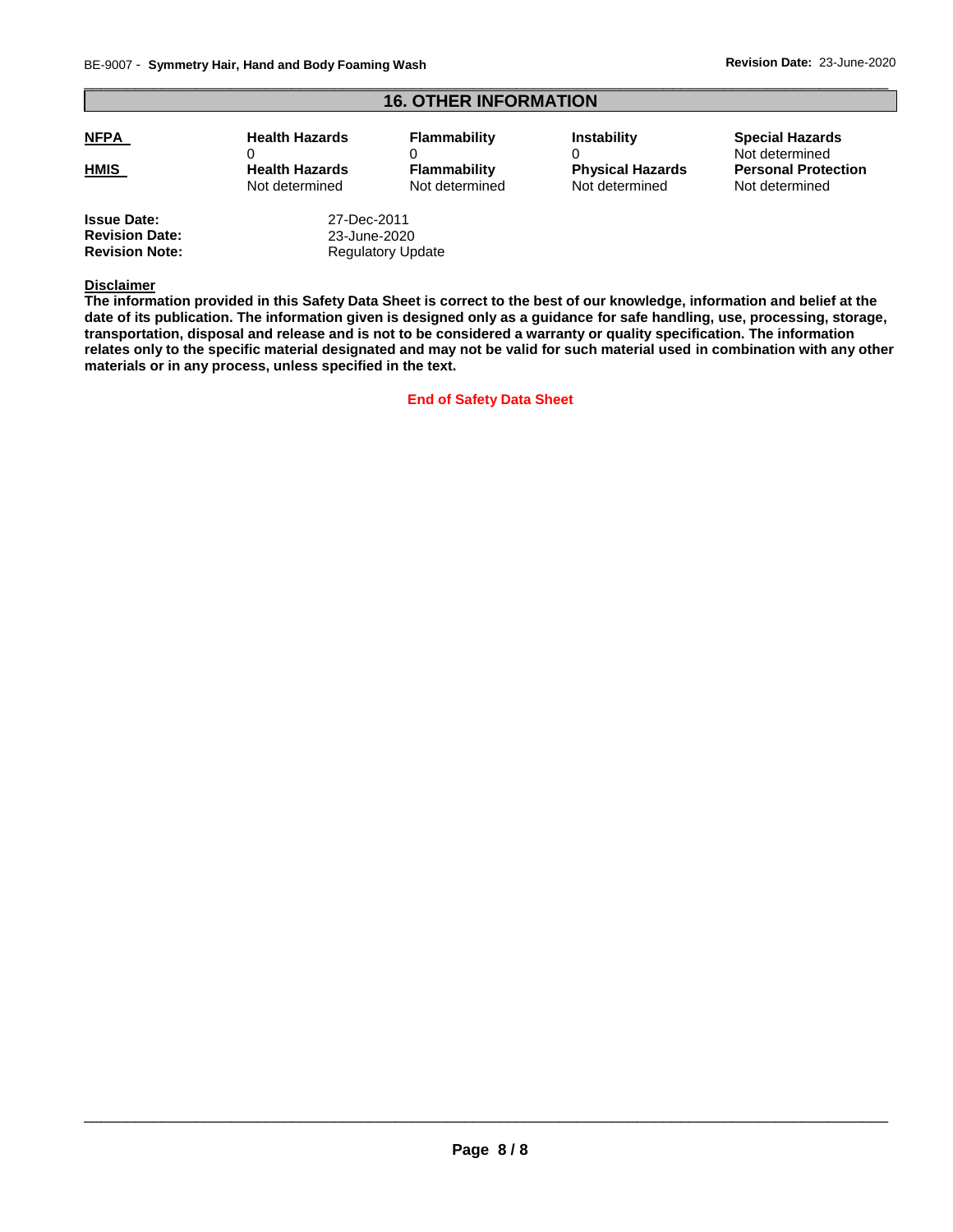## 16. OTHER INFORMATION

| | | | | |
|---|---|---|---|---|
| **NFPA** | **Health Hazards** 0 | **Flammability** 0 | **Instability** 0 | **Special Hazards** Not determined |
| **HMIS** | **Health Hazards** Not determined | **Flammability** Not determined | **Physical Hazards** Not determined | **Personal Protection** Not determined |

**Issue Date:** 27-Dec-2011
**Revision Date:** 23-June-2020
**Revision Note:** Regulatory Update

**Disclaimer**
**The information provided in this Safety Data Sheet is correct to the best of our knowledge, information and belief at the date of its publication. The information given is designed only as a guidance for safe handling, use, processing, storage, transportation, disposal and release and is not to be considered a warranty or quality specification. The information relates only to the specific material designated and may not be valid for such material used in combination with any other materials or in any process, unless specified in the text.**

**End of Safety Data Sheet**